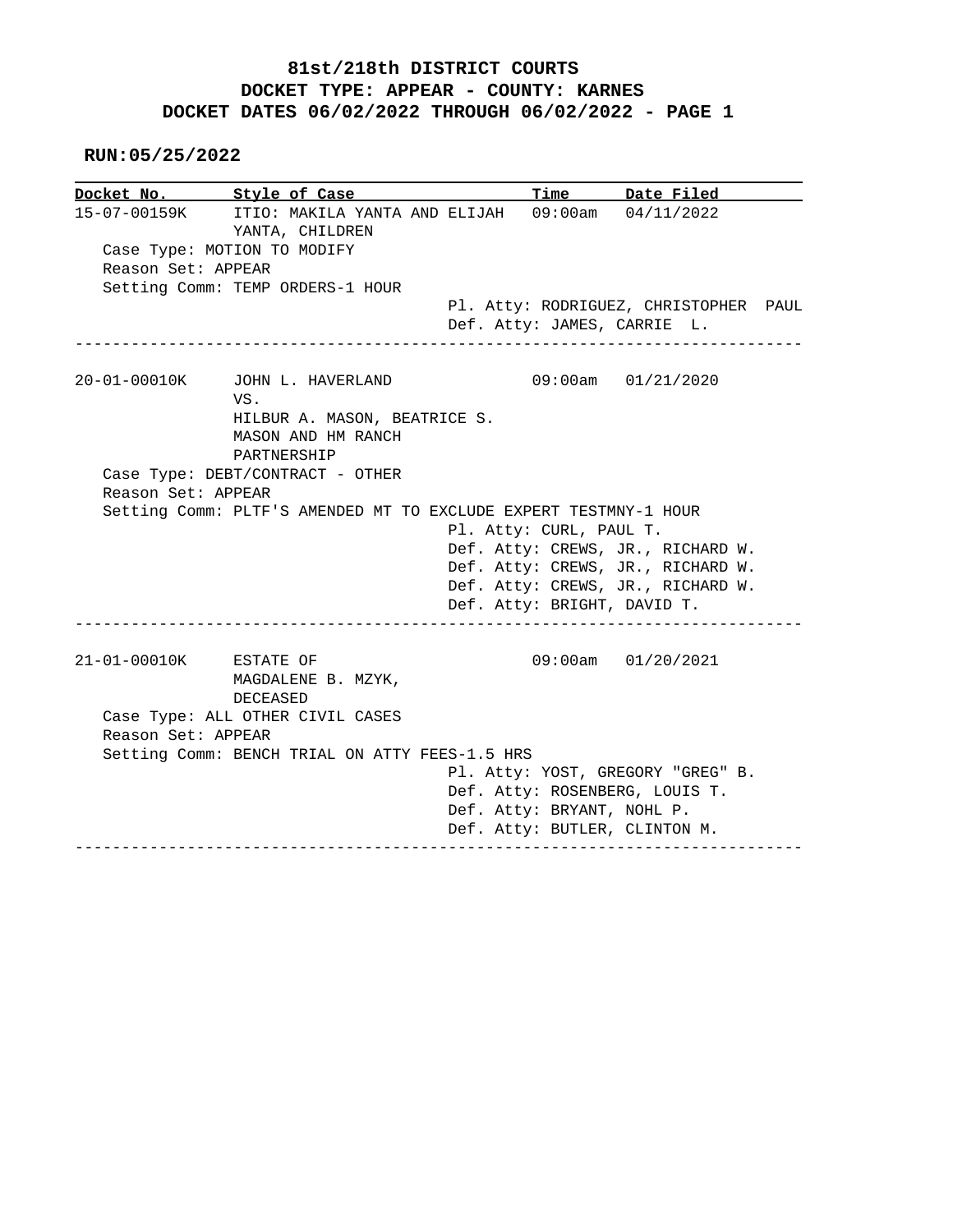**81st/218th DISTRICT COURTS**
**DOCKET TYPE: APPEAR - COUNTY: KARNES**
**DOCKET DATES 06/02/2022 THROUGH 06/02/2022 - PAGE 1**

**RUN:05/25/2022**

| Docket No. | Style of Case | Time | Date Filed |
|---|---|---|---|

**15-07-00159K** — ITIO: MAKILA YANTA AND ELIJAH YANTA, CHILDREN — 09:00am — 04/11/2022

Case Type: MOTION TO MODIFY
Reason Set: APPEAR
Setting Comm: TEMP ORDERS-1 HOUR
Pl. Atty: RODRIGUEZ, CHRISTOPHER PAUL
Def. Atty: JAMES, CARRIE L.

---

**20-01-00010K** — JOHN L. HAVERLAND VS. HILBUR A. MASON, BEATRICE S. MASON AND HM RANCH PARTNERSHIP — 09:00am — 01/21/2020

Case Type: DEBT/CONTRACT - OTHER
Reason Set: APPEAR
Setting Comm: PLTF'S AMENDED MT TO EXCLUDE EXPERT TESTMNY-1 HOUR
Pl. Atty: CURL, PAUL T.
Def. Atty: CREWS, JR., RICHARD W.
Def. Atty: CREWS, JR., RICHARD W.
Def. Atty: CREWS, JR., RICHARD W.
Def. Atty: BRIGHT, DAVID T.

---

**21-01-00010K** — ESTATE OF MAGDALENE B. MZYK, DECEASED — 09:00am — 01/20/2021

Case Type: ALL OTHER CIVIL CASES
Reason Set: APPEAR
Setting Comm: BENCH TRIAL ON ATTY FEES-1.5 HRS
Pl. Atty: YOST, GREGORY "GREG" B.
Def. Atty: ROSENBERG, LOUIS T.
Def. Atty: BRYANT, NOHL P.
Def. Atty: BUTLER, CLINTON M.

---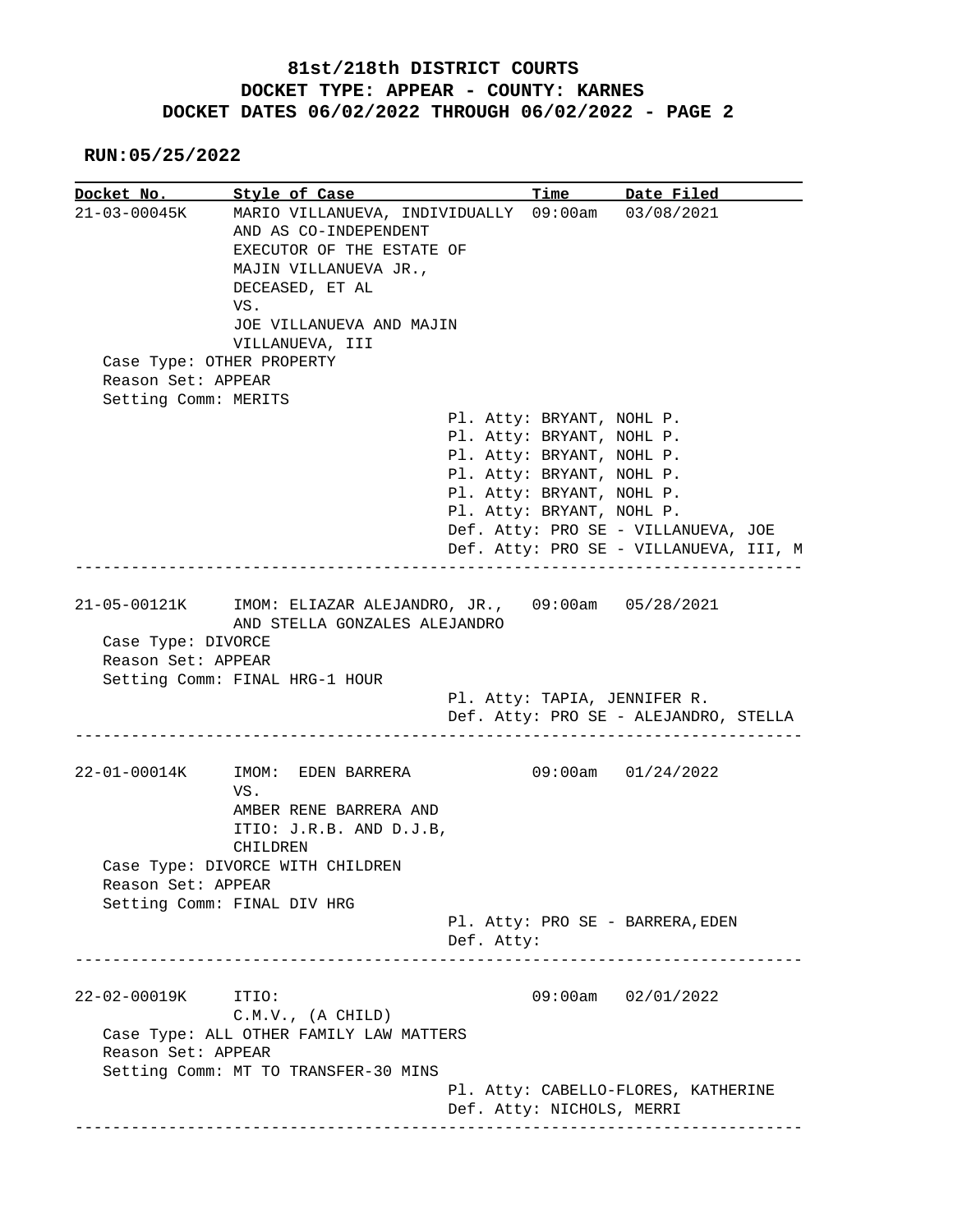**81st/218th DISTRICT COURTS**
**DOCKET TYPE: APPEAR - COUNTY: KARNES**
**DOCKET DATES 06/02/2022 THROUGH 06/02/2022 - PAGE 2**

**RUN:05/25/2022**

| Docket No. | Style of Case | Time | Date Filed |
|---|---|---|---|

**21-03-00045K** — MARIO VILLANUEVA, INDIVIDUALLY AND AS CO-INDEPENDENT EXECUTOR OF THE ESTATE OF MAJIN VILLANUEVA JR., DECEASED, ET AL VS. JOE VILLANUEVA AND MAJIN VILLANUEVA, III — 09:00am — 03/08/2021

Case Type: OTHER PROPERTY
Reason Set: APPEAR
Setting Comm: MERITS

Pl. Atty: BRYANT, NOHL P.
Pl. Atty: BRYANT, NOHL P.
Pl. Atty: BRYANT, NOHL P.
Pl. Atty: BRYANT, NOHL P.
Pl. Atty: BRYANT, NOHL P.
Pl. Atty: BRYANT, NOHL P.
Def. Atty: PRO SE - VILLANUEVA, JOE
Def. Atty: PRO SE - VILLANUEVA, III, M

---

**21-05-00121K** — IMOM: ELIAZAR ALEJANDRO, JR., AND STELLA GONZALES ALEJANDRO — 09:00am — 05/28/2021

Case Type: DIVORCE
Reason Set: APPEAR
Setting Comm: FINAL HRG-1 HOUR

Pl. Atty: TAPIA, JENNIFER R.
Def. Atty: PRO SE - ALEJANDRO, STELLA

---

**22-01-00014K** — IMOM: EDEN BARRERA VS. AMBER RENE BARRERA AND ITIO: J.R.B. AND D.J.B, CHILDREN — 09:00am — 01/24/2022

Case Type: DIVORCE WITH CHILDREN
Reason Set: APPEAR
Setting Comm: FINAL DIV HRG

Pl. Atty: PRO SE - BARRERA,EDEN
Def. Atty:

---

**22-02-00019K** — ITIO: C.M.V., (A CHILD) — 09:00am — 02/01/2022

Case Type: ALL OTHER FAMILY LAW MATTERS
Reason Set: APPEAR
Setting Comm: MT TO TRANSFER-30 MINS

Pl. Atty: CABELLO-FLORES, KATHERINE
Def. Atty: NICHOLS, MERRI

---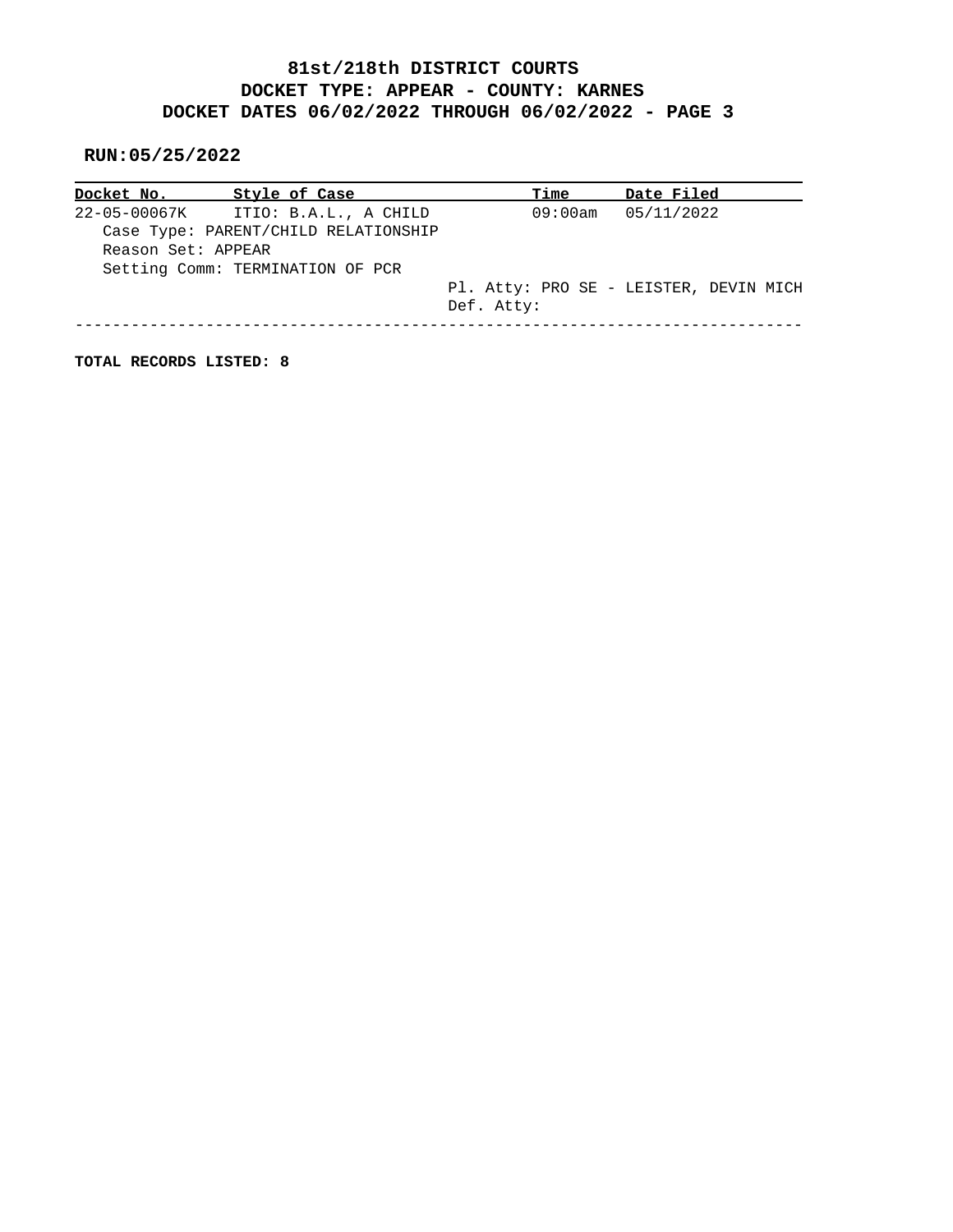**81st/218th DISTRICT COURTS**
**DOCKET TYPE: APPEAR - COUNTY: KARNES**
**DOCKET DATES 06/02/2022 THROUGH 06/02/2022 - PAGE 3**

**RUN:05/25/2022**

| Docket No. | Style of Case | Time | Date Filed |
| --- | --- | --- | --- |
| 22-05-00067K | ITIO: B.A.L., A CHILD | 09:00am | 05/11/2022 |

Case Type: PARENT/CHILD RELATIONSHIP
Reason Set: APPEAR
Setting Comm: TERMINATION OF PCR

Pl. Atty: PRO SE - LEISTER, DEVIN MICH
Def. Atty:

---

**TOTAL RECORDS LISTED: 8**